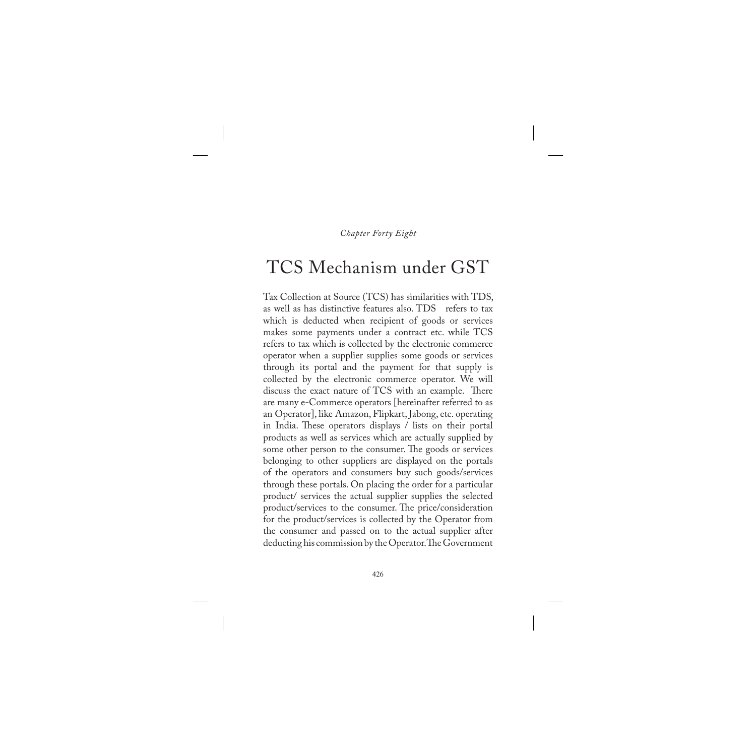*Chapter Forty Eight*

# TCS Mechanism under GST

Tax Collection at Source (TCS) has similarities with TDS, as well as has distinctive features also. TDS refers to tax which is deducted when recipient of goods or services makes some payments under a contract etc. while TCS refers to tax which is collected by the electronic commerce operator when a supplier supplies some goods or services through its portal and the payment for that supply is collected by the electronic commerce operator. We will discuss the exact nature of TCS with an example. There are many e-Commerce operators [hereinafter referred to as an Operator], like Amazon, Flipkart, Jabong, etc. operating in India. These operators displays / lists on their portal products as well as services which are actually supplied by some other person to the consumer. The goods or services belonging to other suppliers are displayed on the portals of the operators and consumers buy such goods/services through these portals. On placing the order for a particular product/ services the actual supplier supplies the selected product/services to the consumer. The price/consideration for the product/services is collected by the Operator from the consumer and passed on to the actual supplier after deducting his commission by the Operator. The Government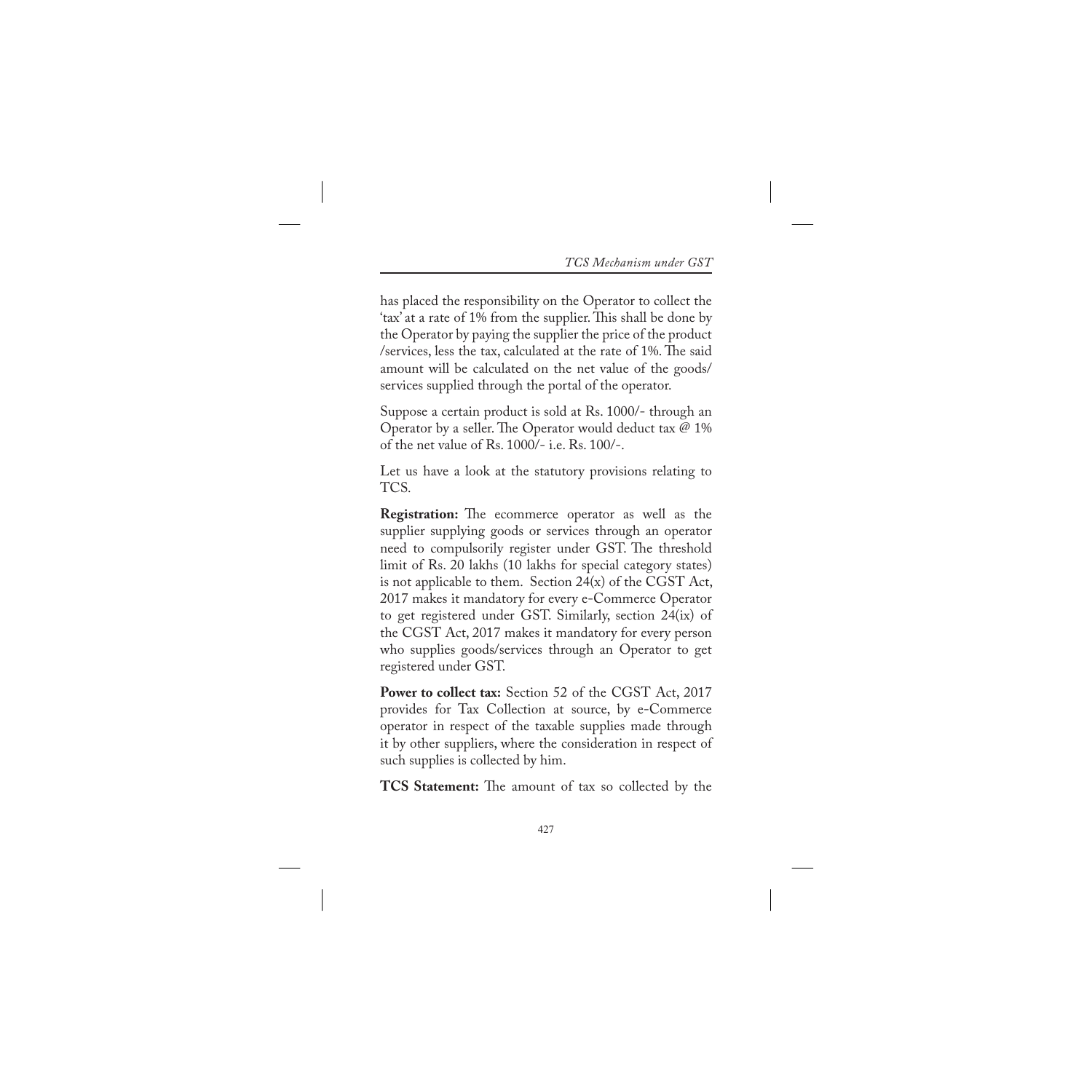has placed the responsibility on the Operator to collect the 'tax' at a rate of 1% from the supplier. This shall be done by the Operator by paying the supplier the price of the product /services, less the tax, calculated at the rate of 1%. The said amount will be calculated on the net value of the goods/ services supplied through the portal of the operator.

Suppose a certain product is sold at Rs. 1000/- through an Operator by a seller. The Operator would deduct tax @ 1% of the net value of Rs. 1000/- i.e. Rs. 100/-.

Let us have a look at the statutory provisions relating to TCS.

**Registration:** The ecommerce operator as well as the supplier supplying goods or services through an operator need to compulsorily register under GST. The threshold limit of Rs. 20 lakhs (10 lakhs for special category states) is not applicable to them. Section 24(x) of the CGST Act, 2017 makes it mandatory for every e-Commerce Operator to get registered under GST. Similarly, section 24(ix) of the CGST Act, 2017 makes it mandatory for every person who supplies goods/services through an Operator to get registered under GST.

**Power to collect tax:** Section 52 of the CGST Act, 2017 provides for Tax Collection at source, by e-Commerce operator in respect of the taxable supplies made through it by other suppliers, where the consideration in respect of such supplies is collected by him.

**TCS Statement:** The amount of tax so collected by the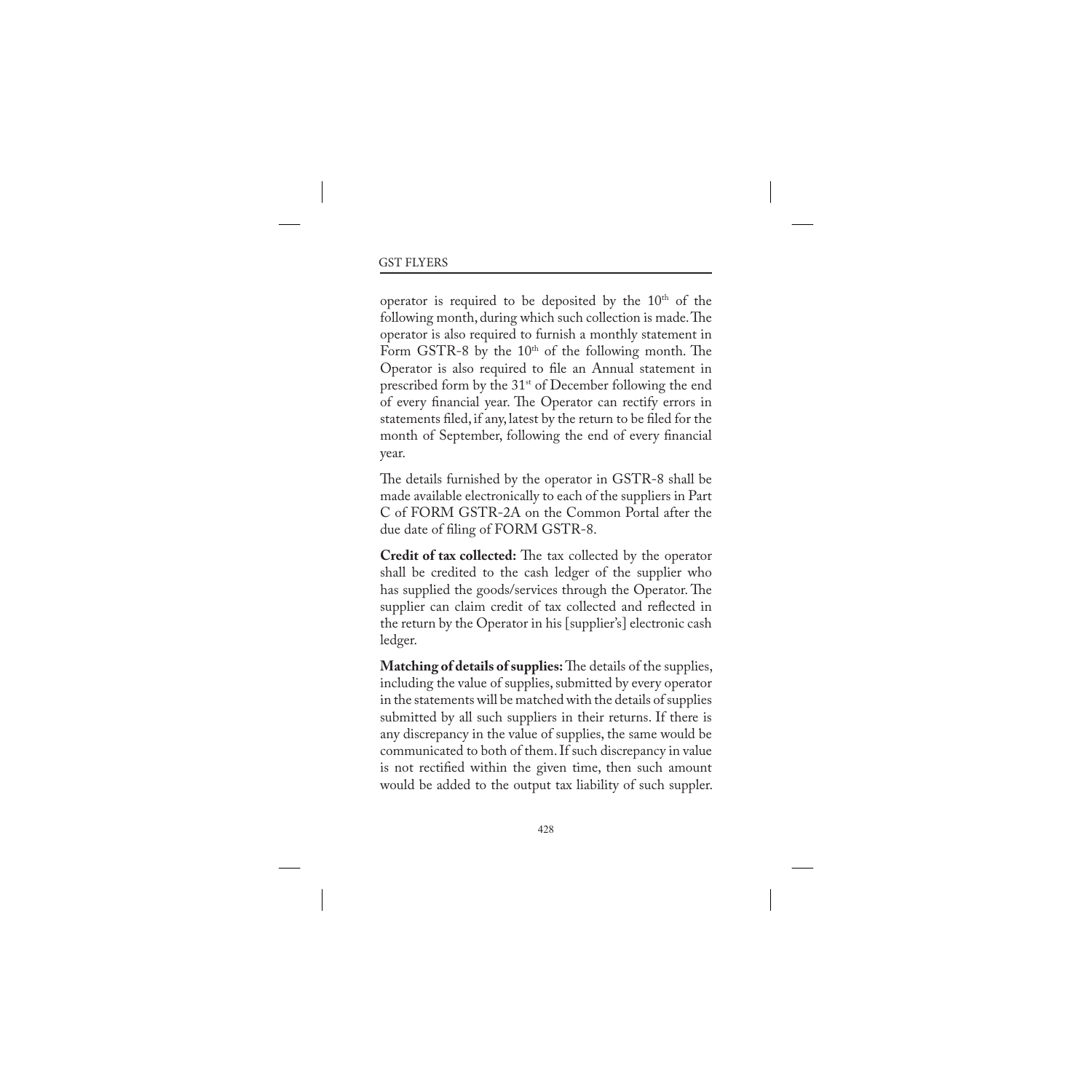operator is required to be deposited by the 10th of the following month, during which such collection is made. The operator is also required to furnish a monthly statement in Form GSTR-8 by the 10th of the following month. The Operator is also required to file an Annual statement in prescribed form by the 31st of December following the end of every financial year. The Operator can rectify errors in statements filed, if any, latest by the return to be filed for the month of September, following the end of every financial year.

The details furnished by the operator in GSTR-8 shall be made available electronically to each of the suppliers in Part C of FORM GSTR-2A on the Common Portal after the due date of filing of FORM GSTR-8.

**Credit of tax collected:** The tax collected by the operator shall be credited to the cash ledger of the supplier who has supplied the goods/services through the Operator. The supplier can claim credit of tax collected and reflected in the return by the Operator in his [supplier's] electronic cash ledger.

**Matching of details of supplies:** The details of the supplies, including the value of supplies, submitted by every operator in the statements will be matched with the details of supplies submitted by all such suppliers in their returns. If there is any discrepancy in the value of supplies, the same would be communicated to both of them. If such discrepancy in value is not rectified within the given time, then such amount would be added to the output tax liability of such suppler.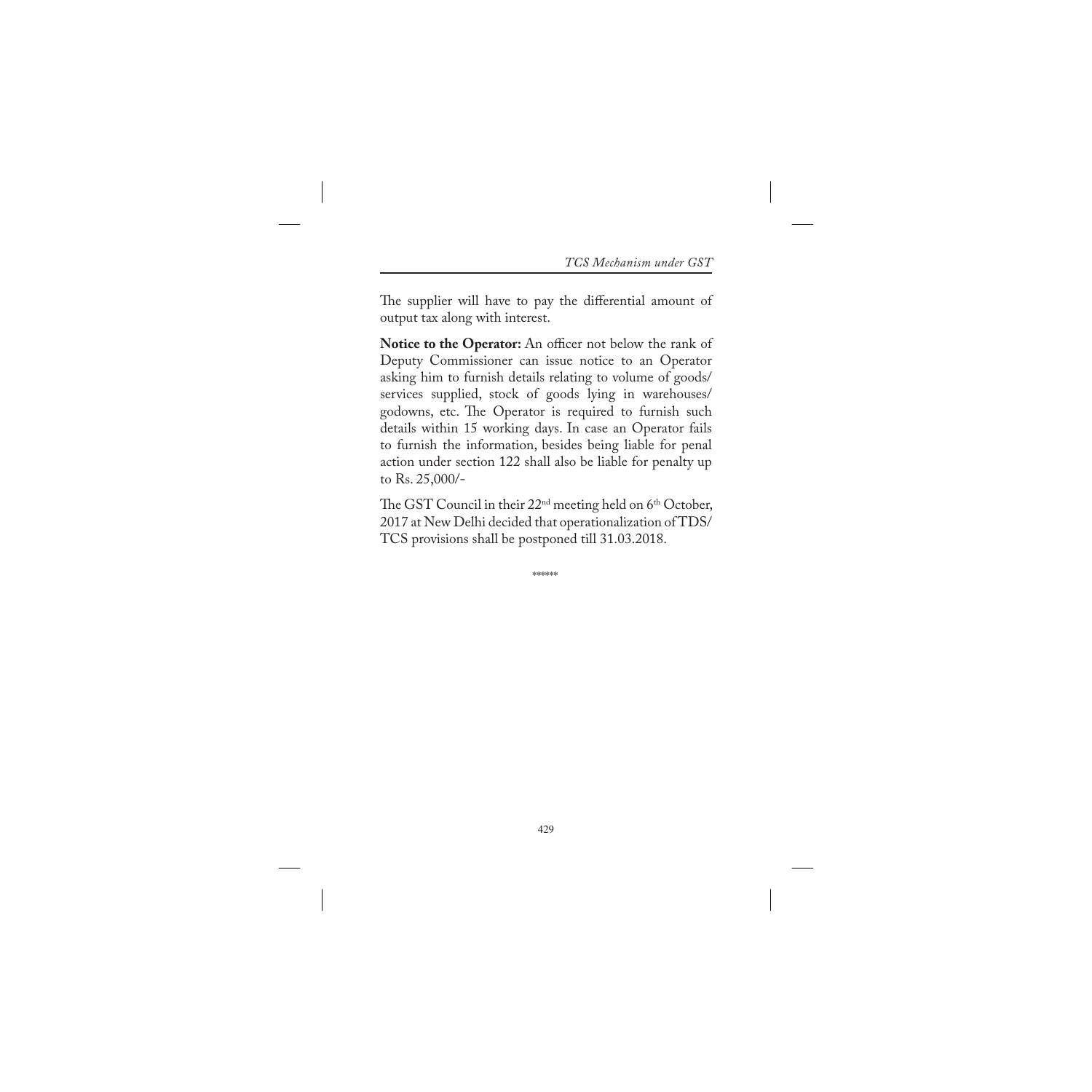The supplier will have to pay the differential amount of output tax along with interest.

**Notice to the Operator:** An officer not below the rank of Deputy Commissioner can issue notice to an Operator asking him to furnish details relating to volume of goods/ services supplied, stock of goods lying in warehouses/ godowns, etc. The Operator is required to furnish such details within 15 working days. In case an Operator fails to furnish the information, besides being liable for penal action under section 122 shall also be liable for penalty up to Rs. 25,000/-

The GST Council in their 22nd meeting held on 6th October, 2017 at New Delhi decided that operationalization of TDS/ TCS provisions shall be postponed till 31.03.2018.

******